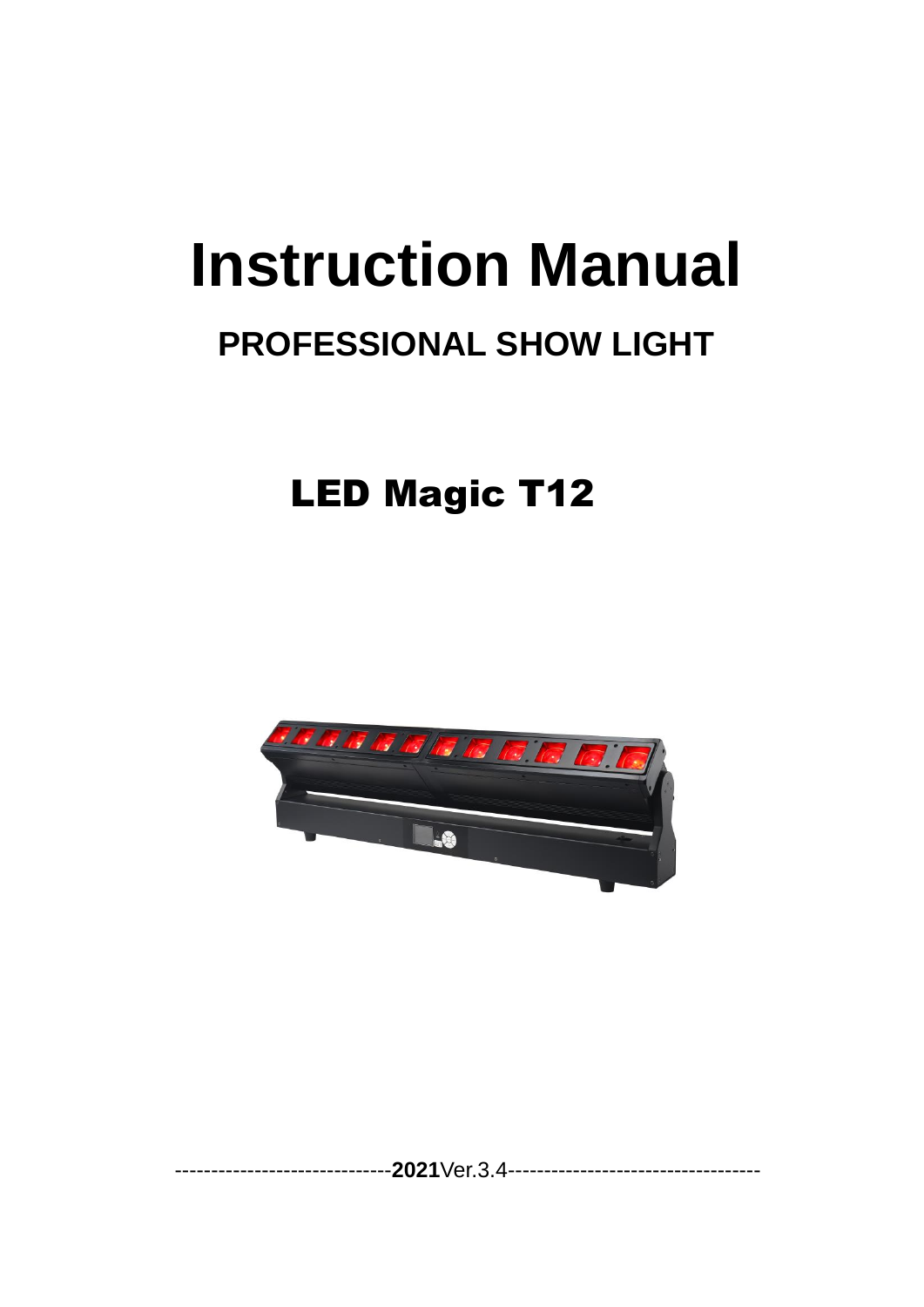# Instruction Manual

## PROFESSIONAL SHOW LIGHT

## LED Magic T12

------------------------------**2021**Ver.3.4-----------------------------------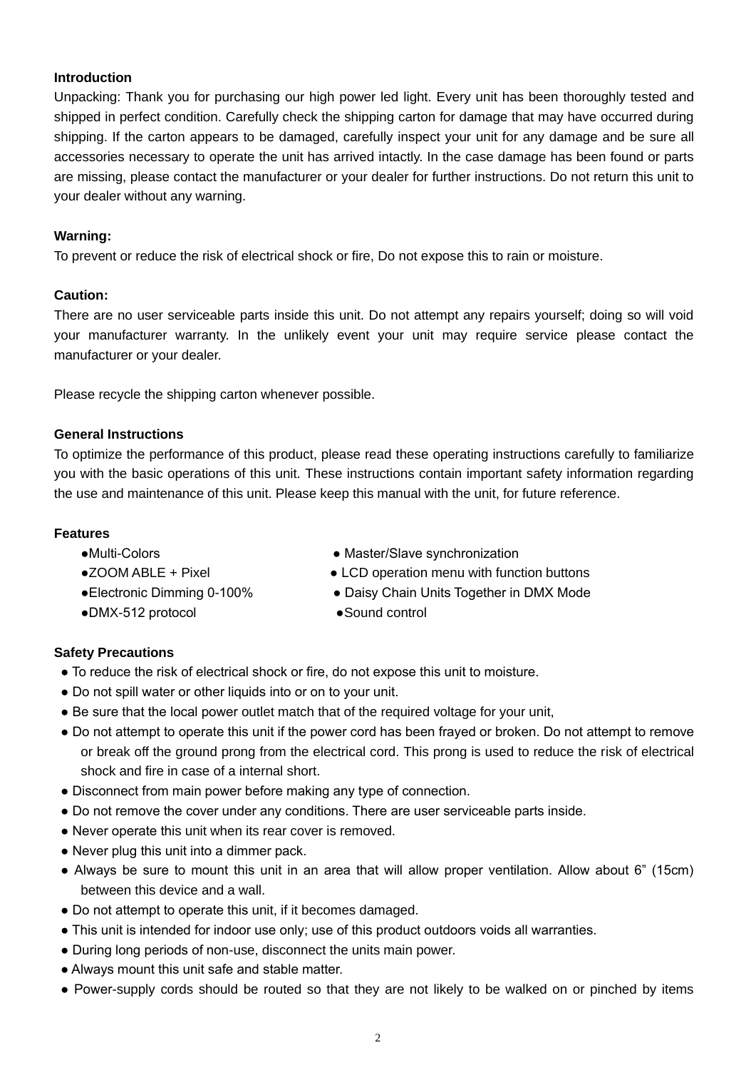**Introduction**

Unpacking: Thank you for purchasing our high power led light. Every unit has been thoroughly tested and shipped in perfect condition. Carefully check the shipping carton for damage that may have occurred during shipping. If the carton appears to be damaged, carefully inspect your unit for any damage and be sure all accessories necessary to operate the unit has arrived intactly. In the case damage has been found or parts are missing, please contact the manufacturer or your dealer for further instructions. Do not return this unit to your dealer without any warning.

**Warning:**

To prevent or reduce the risk of electrical shock or fire, Do not expose this to rain or moisture.

**Caution:**

There are no user serviceable parts inside this unit. Do not attempt any repairs yourself; doing so will void your manufacturer warranty. In the unlikely event your unit may require service please contact the manufacturer or your dealer.

Please recycle the shipping carton whenever possible.

**General Instructions**

To optimize the performance of this product, please read these operating instructions carefully to familiarize you with the basic operations of this unit. These instructions contain important safety information regarding the use and maintenance of this unit. Please keep this manual with the unit, for future reference.

**Features**

- Multi-Colors
- ZOOM ABLE + Pixel
- Electronic Dimming 0-100%
- DMX-512 protocol
- Master/Slave synchronization
- LCD operation menu with function buttons
- Daisy Chain Units Together in DMX Mode
- Sound control

**Safety Precautions**

- To reduce the risk of electrical shock or fire, do not expose this unit to moisture.
- Do not spill water or other liquids into or on to your unit.
- Be sure that the local power outlet match that of the required voltage for your unit,
- Do not attempt to operate this unit if the power cord has been frayed or broken. Do not attempt to remove or break off the ground prong from the electrical cord. This prong is used to reduce the risk of electrical shock and fire in case of a internal short.
- Disconnect from main power before making any type of connection.
- Do not remove the cover under any conditions. There are user serviceable parts inside.
- Never operate this unit when its rear cover is removed.
- Never plug this unit into a dimmer pack.
- Always be sure to mount this unit in an area that will allow proper ventilation. Allow about 6” (15cm) between this device and a wall.
- Do not attempt to operate this unit, if it becomes damaged.
- This unit is intended for indoor use only; use of this product outdoors voids all warranties.
- During long periods of non-use, disconnect the units main power.
- Always mount this unit safe and stable matter.
- Power-supply cords should be routed so that they are not likely to be walked on or pinched by items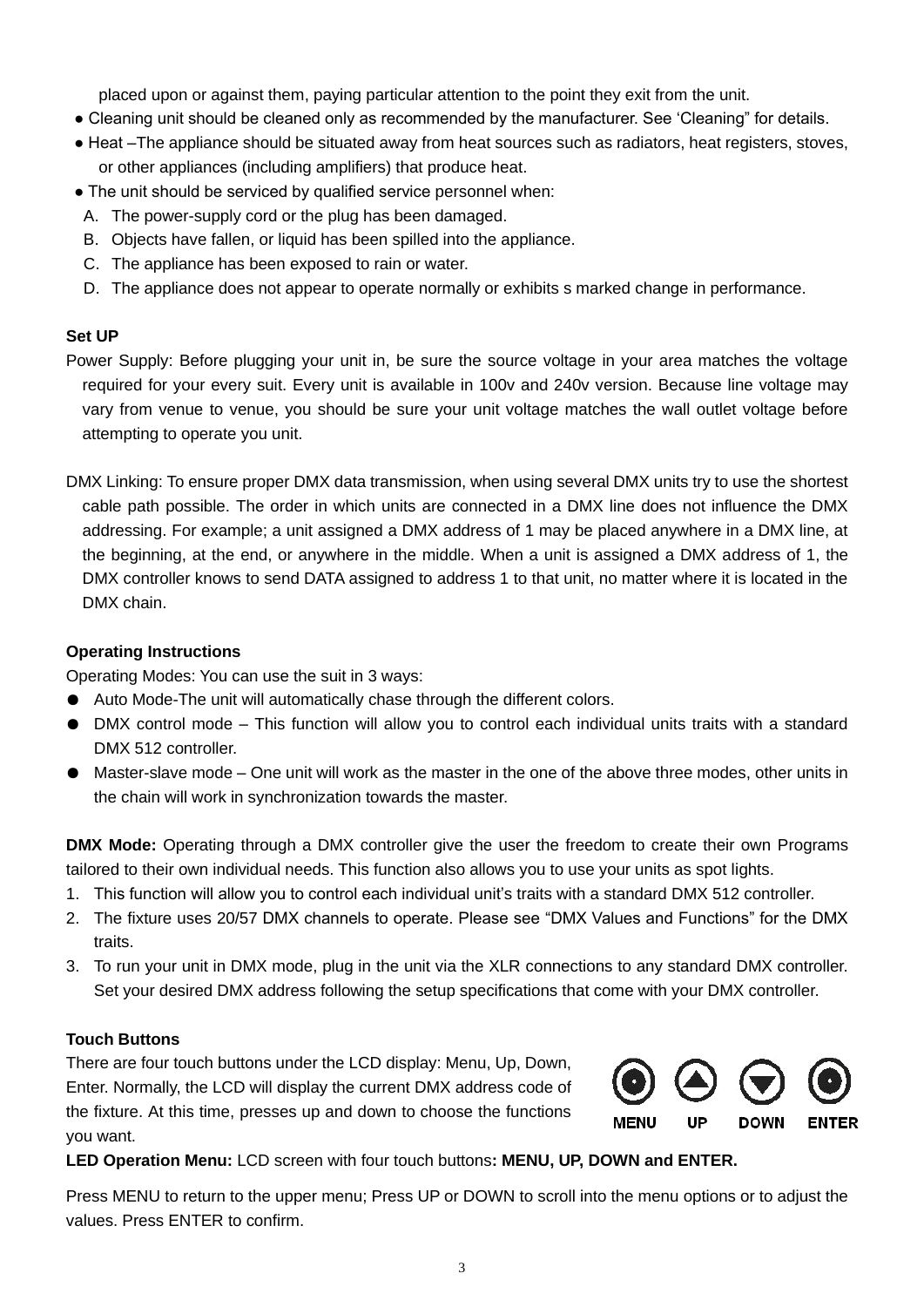placed upon or against them, paying particular attention to the point they exit from the unit.

- Cleaning unit should be cleaned only as recommended by the manufacturer. See 'Cleaning" for details.
- Heat –The appliance should be situated away from heat sources such as radiators, heat registers, stoves, or other appliances (including amplifiers) that produce heat.
- The unit should be serviced by qualified service personnel when:
  - A. The power-supply cord or the plug has been damaged.
  - B. Objects have fallen, or liquid has been spilled into the appliance.
  - C. The appliance has been exposed to rain or water.
  - D. The appliance does not appear to operate normally or exhibits s marked change in performance.

**Set UP**

Power Supply: Before plugging your unit in, be sure the source voltage in your area matches the voltage required for your every suit. Every unit is available in 100v and 240v version. Because line voltage may vary from venue to venue, you should be sure your unit voltage matches the wall outlet voltage before attempting to operate you unit.

DMX Linking: To ensure proper DMX data transmission, when using several DMX units try to use the shortest cable path possible. The order in which units are connected in a DMX line does not influence the DMX addressing. For example; a unit assigned a DMX address of 1 may be placed anywhere in a DMX line, at the beginning, at the end, or anywhere in the middle. When a unit is assigned a DMX address of 1, the DMX controller knows to send DATA assigned to address 1 to that unit, no matter where it is located in the DMX chain.

**Operating Instructions**

Operating Modes: You can use the suit in 3 ways:

- Auto Mode-The unit will automatically chase through the different colors.
- DMX control mode – This function will allow you to control each individual units traits with a standard DMX 512 controller.
- Master-slave mode – One unit will work as the master in the one of the above three modes, other units in the chain will work in synchronization towards the master.

**DMX Mode:** Operating through a DMX controller give the user the freedom to create their own Programs tailored to their own individual needs. This function also allows you to use your units as spot lights.

1. This function will allow you to control each individual unit's traits with a standard DMX 512 controller.
2. The fixture uses 20/57 DMX channels to operate. Please see "DMX Values and Functions" for the DMX traits.
3. To run your unit in DMX mode, plug in the unit via the XLR connections to any standard DMX controller. Set your desired DMX address following the setup specifications that come with your DMX controller.

**Touch Buttons**

There are four touch buttons under the LCD display: Menu, Up, Down, Enter. Normally, the LCD will display the current DMX address code of the fixture. At this time, presses up and down to choose the functions you want.

MENU UP DOWN ENTER

**LED Operation Menu:** LCD screen with four touch buttons**: MENU, UP, DOWN and ENTER.**

Press MENU to return to the upper menu; Press UP or DOWN to scroll into the menu options or to adjust the values. Press ENTER to confirm.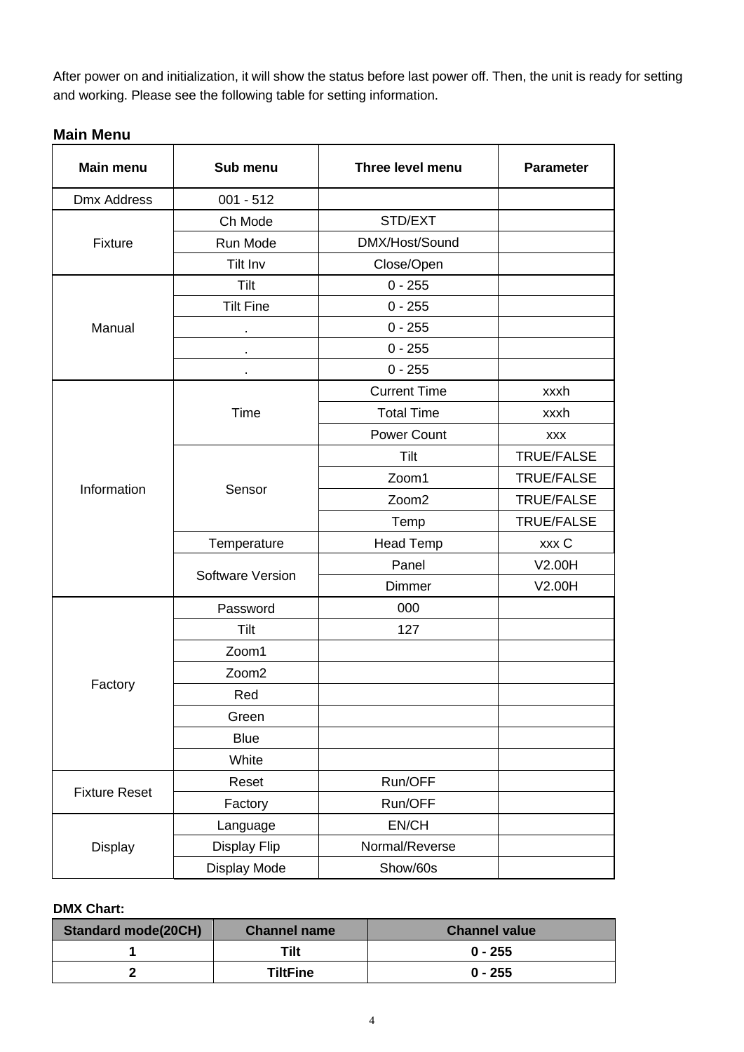After power on and initialization, it will show the status before last power off. Then, the unit is ready for setting and working. Please see the following table for setting information.

**Main Menu**

| Main menu | Sub menu | Three level menu | Parameter |
|---|---|---|---|
| Dmx Address | 001 - 512 | | |
| Fixture | Ch Mode | STD/EXT | |
| | Run Mode | DMX/Host/Sound | |
| | Tilt Inv | Close/Open | |
| Manual | Tilt | 0 - 255 | |
| | Tilt Fine | 0 - 255 | |
| | . | 0 - 255 | |
| | . | 0 - 255 | |
| | . | 0 - 255 | |
| Information | Time | Current Time | xxxh |
| | | Total Time | xxxh |
| | | Power Count | xxx |
| | Sensor | Tilt | TRUE/FALSE |
| | | Zoom1 | TRUE/FALSE |
| | | Zoom2 | TRUE/FALSE |
| | | Temp | TRUE/FALSE |
| | Temperature | Head Temp | xxx C |
| | Software Version | Panel | V2.00H |
| | | Dimmer | V2.00H |
| Factory | Password | 000 | |
| | Tilt | 127 | |
| | Zoom1 | | |
| | Zoom2 | | |
| | Red | | |
| | Green | | |
| | Blue | | |
| | White | | |
| Fixture Reset | Reset | Run/OFF | |
| | Factory | Run/OFF | |
| Display | Language | EN/CH | |
| | Display Flip | Normal/Reverse | |
| | Display Mode | Show/60s | |

**DMX Chart:**

| Standard mode(20CH) | Channel name | Channel value |
|---|---|---|
| **1** | **Tilt** | **0 - 255** |
| **2** | **TiltFine** | **0 - 255** |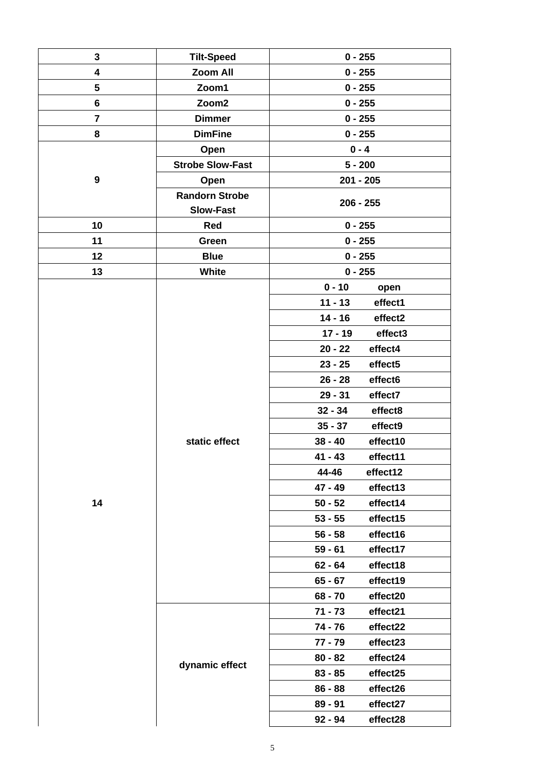| | | |
|---|---|---|
| 3 | Tilt-Speed | 0 - 255 |
| 4 | Zoom All | 0 - 255 |
| 5 | Zoom1 | 0 - 255 |
| 6 | Zoom2 | 0 - 255 |
| 7 | Dimmer | 0 - 255 |
| 8 | DimFine | 0 - 255 |
| 9 | Open | 0 - 4 |
| | Strobe Slow-Fast | 5 - 200 |
| | Open | 201 - 205 |
| | Randorn Strobe Slow-Fast | 206 - 255 |
| 10 | Red | 0 - 255 |
| 11 | Green | 0 - 255 |
| 12 | Blue | 0 - 255 |
| 13 | White | 0 - 255 |
| 14 | static effect | 0 - 10 open |
| | | 11 - 13 effect1 |
| | | 14 - 16 effect2 |
| | | 17 - 19 effect3 |
| | | 20 - 22 effect4 |
| | | 23 - 25 effect5 |
| | | 26 - 28 effect6 |
| | | 29 - 31 effect7 |
| | | 32 - 34 effect8 |
| | | 35 - 37 effect9 |
| | | 38 - 40 effect10 |
| | | 41 - 43 effect11 |
| | | 44-46 effect12 |
| | | 47 - 49 effect13 |
| | | 50 - 52 effect14 |
| | | 53 - 55 effect15 |
| | | 56 - 58 effect16 |
| | | 59 - 61 effect17 |
| | | 62 - 64 effect18 |
| | | 65 - 67 effect19 |
| | | 68 - 70 effect20 |
| | dynamic effect | 71 - 73 effect21 |
| | | 74 - 76 effect22 |
| | | 77 - 79 effect23 |
| | | 80 - 82 effect24 |
| | | 83 - 85 effect25 |
| | | 86 - 88 effect26 |
| | | 89 - 91 effect27 |
| | | 92 - 94 effect28 |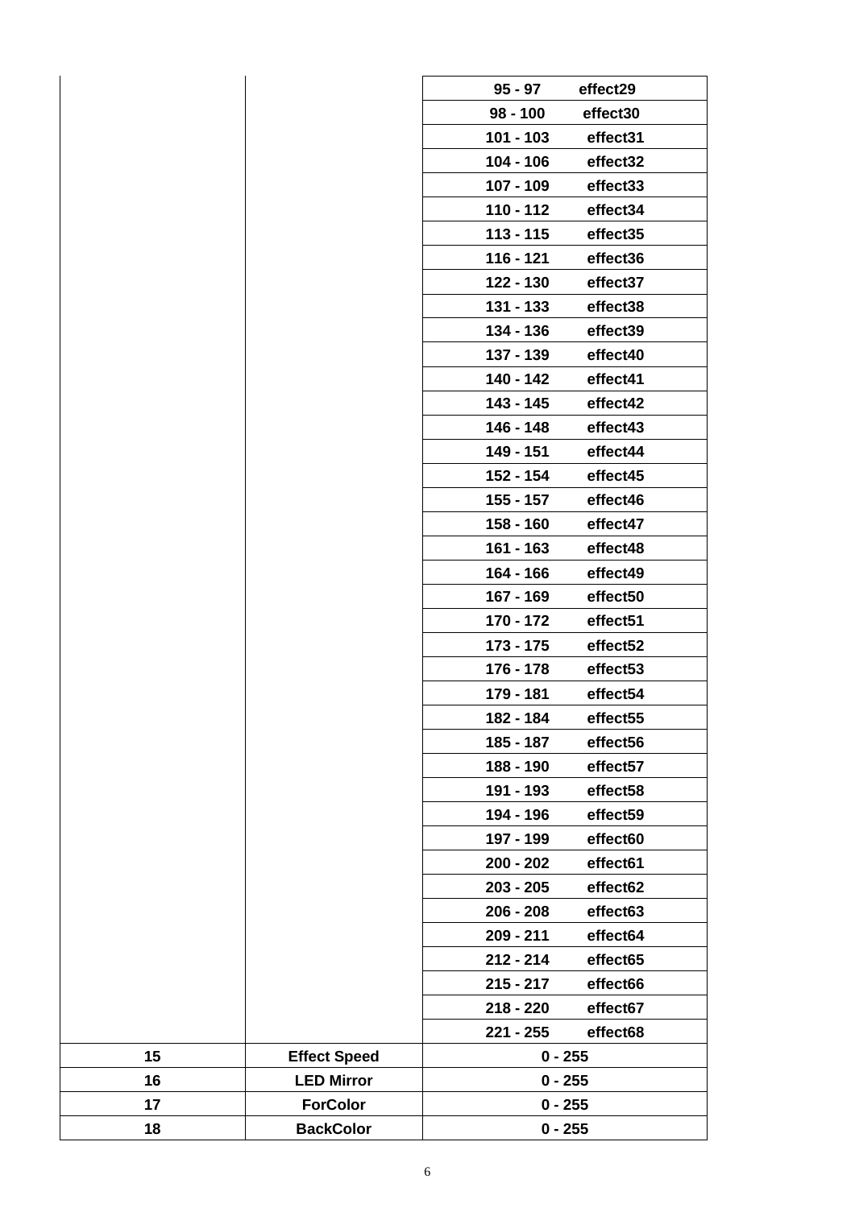| | | |
|---|---|---|
| | | 95 - 97 effect29 |
| | | 98 - 100 effect30 |
| | | 101 - 103 effect31 |
| | | 104 - 106 effect32 |
| | | 107 - 109 effect33 |
| | | 110 - 112 effect34 |
| | | 113 - 115 effect35 |
| | | 116 - 121 effect36 |
| | | 122 - 130 effect37 |
| | | 131 - 133 effect38 |
| | | 134 - 136 effect39 |
| | | 137 - 139 effect40 |
| | | 140 - 142 effect41 |
| | | 143 - 145 effect42 |
| | | 146 - 148 effect43 |
| | | 149 - 151 effect44 |
| | | 152 - 154 effect45 |
| | | 155 - 157 effect46 |
| | | 158 - 160 effect47 |
| | | 161 - 163 effect48 |
| | | 164 - 166 effect49 |
| | | 167 - 169 effect50 |
| | | 170 - 172 effect51 |
| | | 173 - 175 effect52 |
| | | 176 - 178 effect53 |
| | | 179 - 181 effect54 |
| | | 182 - 184 effect55 |
| | | 185 - 187 effect56 |
| | | 188 - 190 effect57 |
| | | 191 - 193 effect58 |
| | | 194 - 196 effect59 |
| | | 197 - 199 effect60 |
| | | 200 - 202 effect61 |
| | | 203 - 205 effect62 |
| | | 206 - 208 effect63 |
| | | 209 - 211 effect64 |
| | | 212 - 214 effect65 |
| | | 215 - 217 effect66 |
| | | 218 - 220 effect67 |
| | | 221 - 255 effect68 |
| **15** | **Effect Speed** | **0 - 255** |
| **16** | **LED Mirror** | **0 - 255** |
| **17** | **ForColor** | **0 - 255** |
| **18** | **BackColor** | **0 - 255** |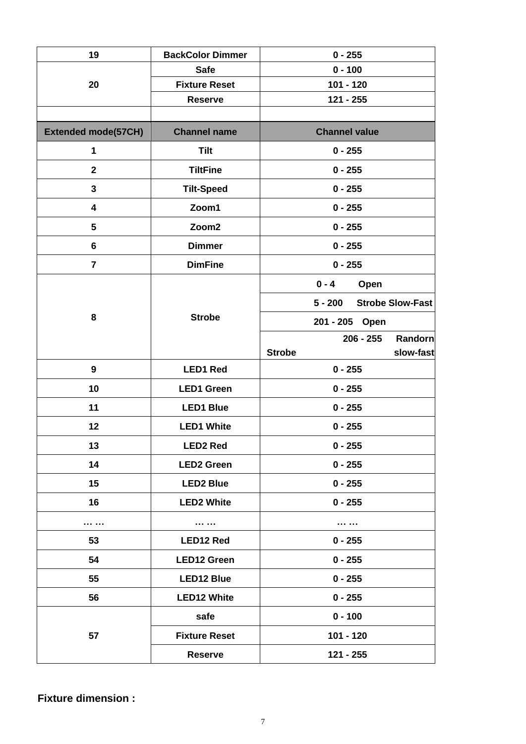| | | |
|---|---|---|
| 19 | BackColor Dimmer | 0 - 255 |
| 20 | Safe | 0 - 100 |
| | Fixture Reset | 101 - 120 |
| | Reserve | 121 - 255 |
| | | |
| **Extended mode(57CH)** | **Channel name** | **Channel value** |
| 1 | Tilt | 0 - 255 |
| 2 | TiltFine | 0 - 255 |
| 3 | Tilt-Speed | 0 - 255 |
| 4 | Zoom1 | 0 - 255 |
| 5 | Zoom2 | 0 - 255 |
| 6 | Dimmer | 0 - 255 |
| 7 | DimFine | 0 - 255 |
| 8 | Strobe | 0 - 4 Open |
| | | 5 - 200 Strobe Slow-Fast |
| | | 201 - 205 Open |
| | | 206 - 255 Randorn Strobe slow-fast |
| 9 | LED1 Red | 0 - 255 |
| 10 | LED1 Green | 0 - 255 |
| 11 | LED1 Blue | 0 - 255 |
| 12 | LED1 White | 0 - 255 |
| 13 | LED2 Red | 0 - 255 |
| 14 | LED2 Green | 0 - 255 |
| 15 | LED2 Blue | 0 - 255 |
| 16 | LED2 White | 0 - 255 |
| … … | … … | … … |
| 53 | LED12 Red | 0 - 255 |
| 54 | LED12 Green | 0 - 255 |
| 55 | LED12 Blue | 0 - 255 |
| 56 | LED12 White | 0 - 255 |
| 57 | safe | 0 - 100 |
| | Fixture Reset | 101 - 120 |
| | Reserve | 121 - 255 |

**Fixture dimension :**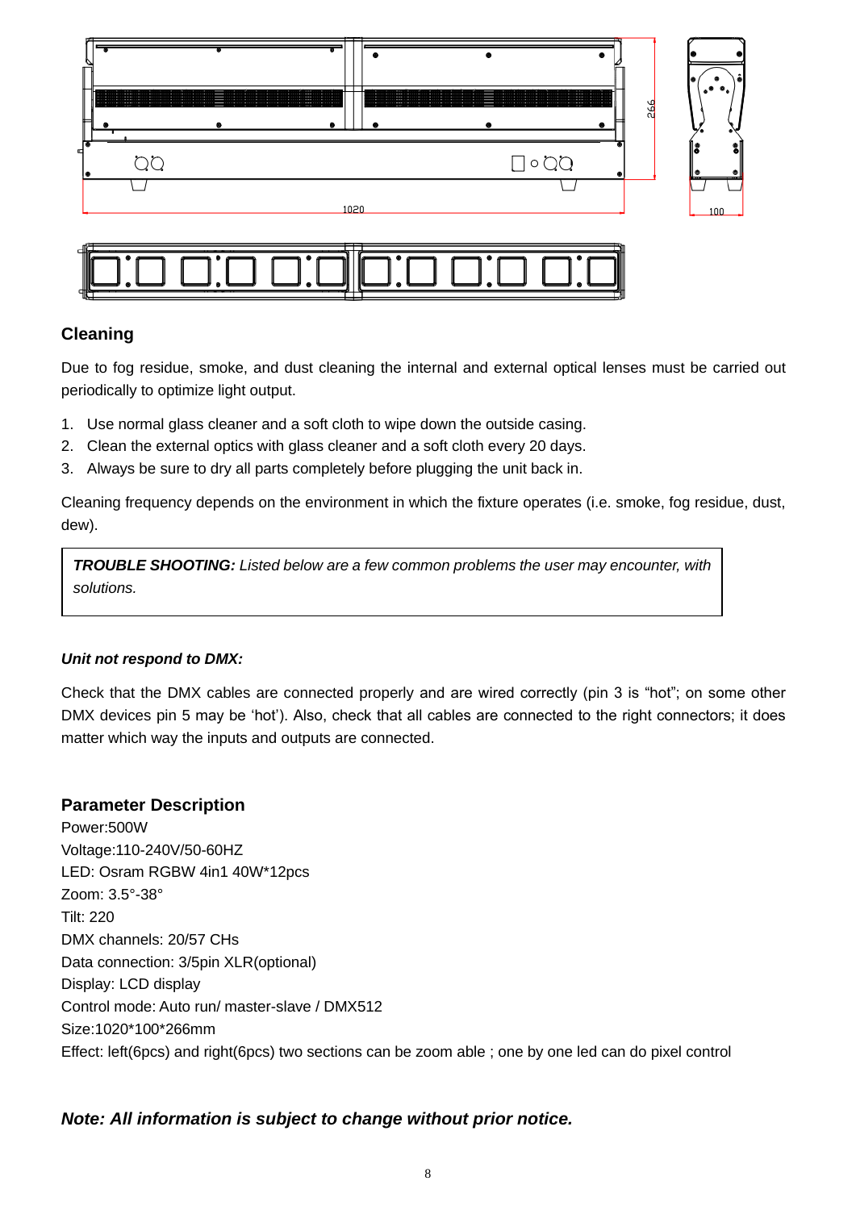1020

266

100

## Cleaning

Due to fog residue, smoke, and dust cleaning the internal and external optical lenses must be carried out periodically to optimize light output.

1. Use normal glass cleaner and a soft cloth to wipe down the outside casing.
2. Clean the external optics with glass cleaner and a soft cloth every 20 days.
3. Always be sure to dry all parts completely before plugging the unit back in.

Cleaning frequency depends on the environment in which the fixture operates (i.e. smoke, fog residue, dust, dew).

***TROUBLE SHOOTING:*** *Listed below are a few common problems the user may encounter, with solutions.*

***Unit not respond to DMX:***

Check that the DMX cables are connected properly and are wired correctly (pin 3 is "hot"; on some other DMX devices pin 5 may be 'hot'). Also, check that all cables are connected to the right connectors; it does matter which way the inputs and outputs are connected.

## Parameter Description

Power:500W
Voltage:110-240V/50-60HZ
LED: Osram RGBW 4in1 40W*12pcs
Zoom: 3.5°-38°
Tilt: 220
DMX channels: 20/57 CHs
Data connection: 3/5pin XLR(optional)
Display: LCD display
Control mode: Auto run/ master-slave / DMX512
Size:1020*100*266mm
Effect: left(6pcs) and right(6pcs) two sections can be zoom able ; one by one led can do pixel control

***Note: All information is subject to change without prior notice.***